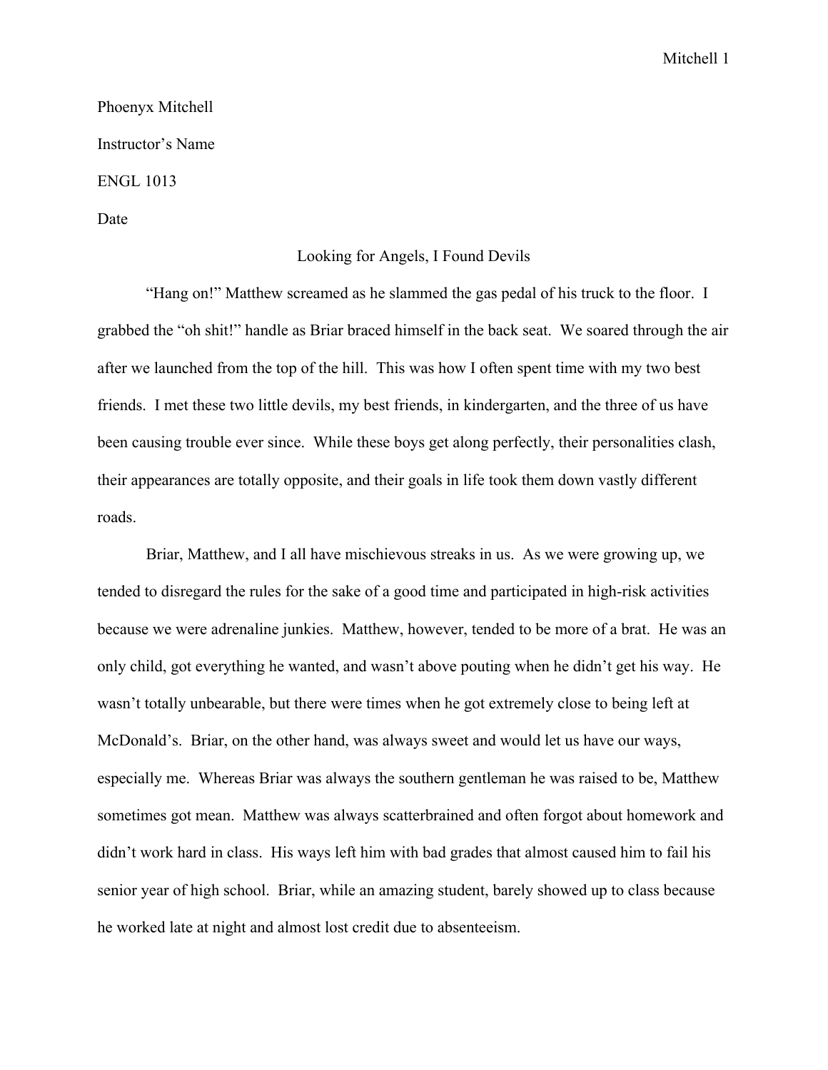Phoenyx Mitchell

Instructor's Name

ENGL 1013

Date

# Looking for Angels, I Found Devils

"Hang on!" Matthew screamed as he slammed the gas pedal of his truck to the floor. I grabbed the "oh shit!" handle as Briar braced himself in the back seat. We soared through the air after we launched from the top of the hill. This was how I often spent time with my two best friends. I met these two little devils, my best friends, in kindergarten, and the three of us have been causing trouble ever since. While these boys get along perfectly, their personalities clash, their appearances are totally opposite, and their goals in life took them down vastly different roads.

Briar, Matthew, and I all have mischievous streaks in us. As we were growing up, we tended to disregard the rules for the sake of a good time and participated in high-risk activities because we were adrenaline junkies. Matthew, however, tended to be more of a brat. He was an only child, got everything he wanted, and wasn't above pouting when he didn't get his way. He wasn't totally unbearable, but there were times when he got extremely close to being left at McDonald's. Briar, on the other hand, was always sweet and would let us have our ways, especially me. Whereas Briar was always the southern gentleman he was raised to be, Matthew sometimes got mean. Matthew was always scatterbrained and often forgot about homework and didn't work hard in class. His ways left him with bad grades that almost caused him to fail his senior year of high school. Briar, while an amazing student, barely showed up to class because he worked late at night and almost lost credit due to absenteeism.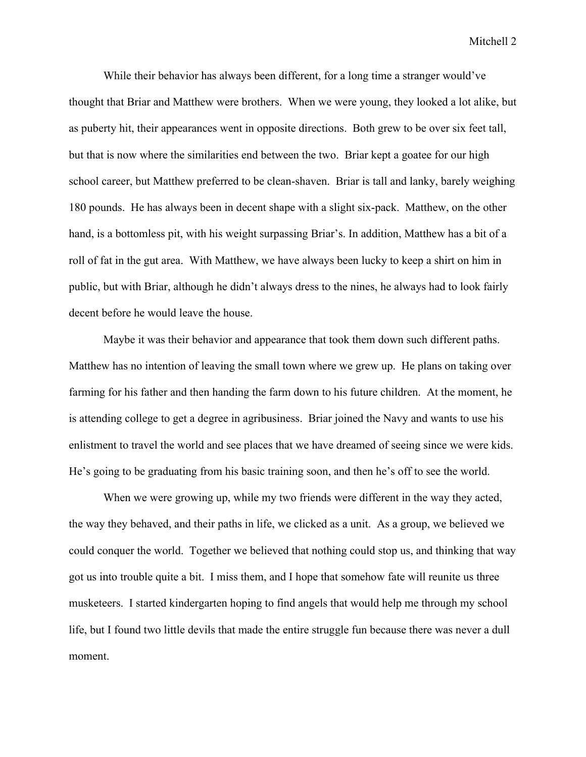While their behavior has always been different, for a long time a stranger would've thought that Briar and Matthew were brothers. When we were young, they looked a lot alike, but as puberty hit, their appearances went in opposite directions. Both grew to be over six feet tall, but that is now where the similarities end between the two. Briar kept a goatee for our high school career, but Matthew preferred to be clean-shaven. Briar is tall and lanky, barely weighing 180 pounds. He has always been in decent shape with a slight six-pack. Matthew, on the other hand, is a bottomless pit, with his weight surpassing Briar's. In addition, Matthew has a bit of a roll of fat in the gut area. With Matthew, we have always been lucky to keep a shirt on him in public, but with Briar, although he didn't always dress to the nines, he always had to look fairly decent before he would leave the house.

Maybe it was their behavior and appearance that took them down such different paths. Matthew has no intention of leaving the small town where we grew up. He plans on taking over farming for his father and then handing the farm down to his future children. At the moment, he is attending college to get a degree in agribusiness. Briar joined the Navy and wants to use his enlistment to travel the world and see places that we have dreamed of seeing since we were kids. He's going to be graduating from his basic training soon, and then he's off to see the world.

When we were growing up, while my two friends were different in the way they acted, the way they behaved, and their paths in life, we clicked as a unit. As a group, we believed we could conquer the world. Together we believed that nothing could stop us, and thinking that way got us into trouble quite a bit. I miss them, and I hope that somehow fate will reunite us three musketeers. I started kindergarten hoping to find angels that would help me through my school life, but I found two little devils that made the entire struggle fun because there was never a dull moment.